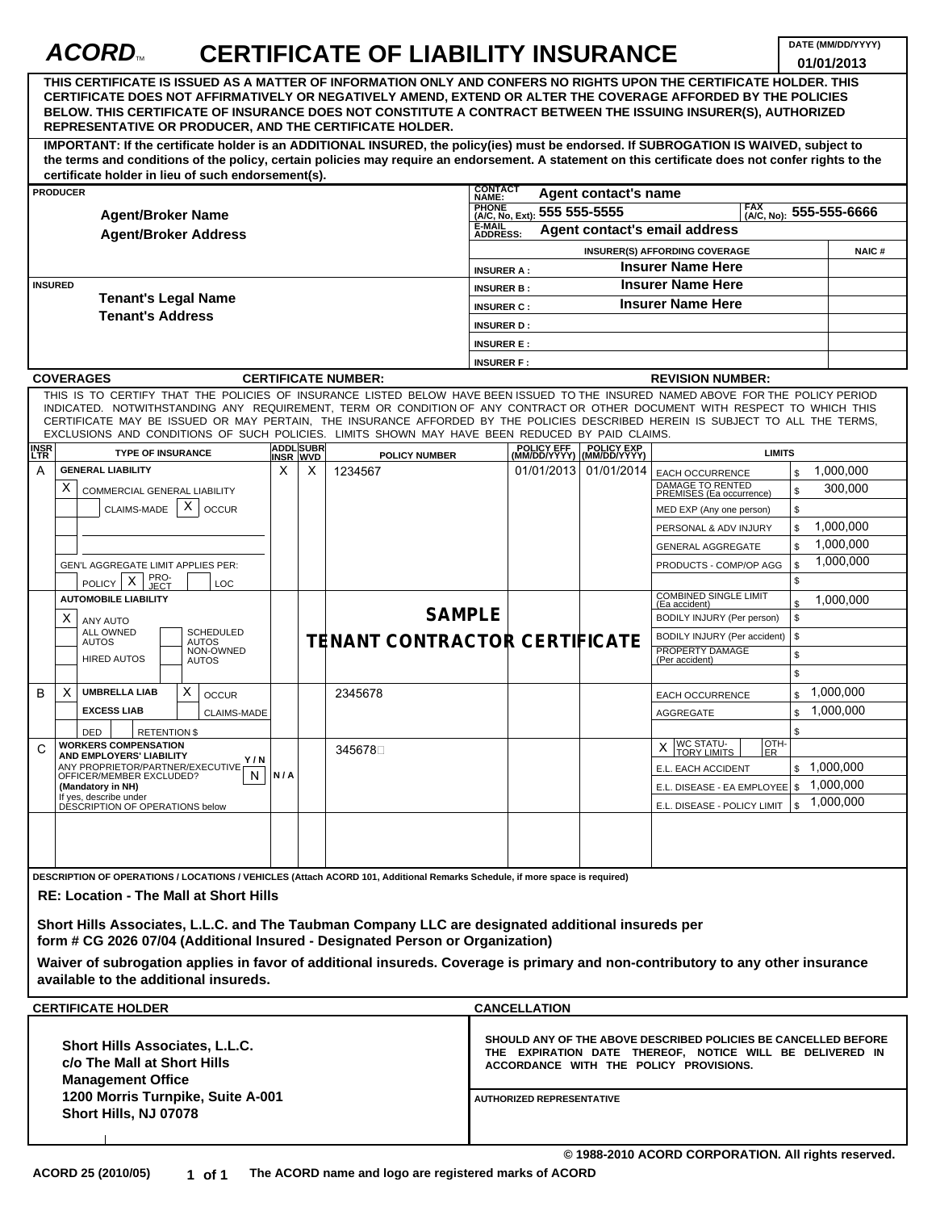# ACORD™ CERTIFICATE OF LIABILITY INSURANCE

**DATE (MM/DD/YYYY)** 01/01/2013

**THIS CERTIFICATE IS ISSUED AS A MATTER OF INFORMATION ONLY AND CONFERS NO RIGHTS UPON THE CERTIFICATE HOLDER. THIS CERTIFICATE DOES NOT AFFIRMATIVELY OR NEGATIVELY AMEND, EXTEND OR ALTER THE COVERAGE AFFORDED BY THE POLICIES BELOW. THIS CERTIFICATE OF INSURANCE DOES NOT CONSTITUTE A CONTRACT BETWEEN THE ISSUING INSURER(S), AUTHORIZED REPRESENTATIVE OR PRODUCER, AND THE CERTIFICATE HOLDER.**

**IMPORTANT: If the certificate holder is an ADDITIONAL INSURED, the policy(ies) must be endorsed. If SUBROGATION IS WAIVED, subject to the terms and conditions of the policy, certain policies may require an endorsement. A statement on this certificate does not confer rights to the certificate holder in lieu of such endorsement(s).**

| PRODUCER | CONTACT NAME: Agent contact's name | | |
|---|---|---|---|
| **Agent/Broker Name** | PHONE (A/C, No, Ext): 555 555-5555 | FAX (A/C, No): 555-555-6666 | |
| **Agent/Broker Address** | E-MAIL ADDRESS: Agent contact's email address | | |
| | INSURER(S) AFFORDING COVERAGE | | NAIC # |
| | INSURER A : | Insurer Name Here | |
| INSURED | INSURER B : | Insurer Name Here | |
| **Tenant's Legal Name** | INSURER C : | Insurer Name Here | |
| **Tenant's Address** | INSURER D : | | |
| | INSURER E : | | |
| | INSURER F : | | |

**COVERAGES** **CERTIFICATE NUMBER:** **REVISION NUMBER:**

THIS IS TO CERTIFY THAT THE POLICIES OF INSURANCE LISTED BELOW HAVE BEEN ISSUED TO THE INSURED NAMED ABOVE FOR THE POLICY PERIOD INDICATED. NOTWITHSTANDING ANY REQUIREMENT, TERM OR CONDITION OF ANY CONTRACT OR OTHER DOCUMENT WITH RESPECT TO WHICH THIS CERTIFICATE MAY BE ISSUED OR MAY PERTAIN, THE INSURANCE AFFORDED BY THE POLICIES DESCRIBED HEREIN IS SUBJECT TO ALL THE TERMS, EXCLUSIONS AND CONDITIONS OF SUCH POLICIES. LIMITS SHOWN MAY HAVE BEEN REDUCED BY PAID CLAIMS.

| INSR LTR | TYPE OF INSURANCE | ADDL INSR | SUBR WVD | POLICY NUMBER | POLICY EFF (MM/DD/YYYY) | POLICY EXP (MM/DD/YYYY) | LIMITS | |
|---|---|---|---|---|---|---|---|---|
| A | GENERAL LIABILITY | X | X | 1234567 | 01/01/2013 | 01/01/2014 | EACH OCCURRENCE | $ 1,000,000 |
| | X COMMERCIAL GENERAL LIABILITY | | | | | | DAMAGE TO RENTED PREMISES (Ea occurrence) | $ 300,000 |
| | CLAIMS-MADE X OCCUR | | | | | | MED EXP (Any one person) | $ |
| | | | | | | | PERSONAL & ADV INJURY | $ 1,000,000 |
| | | | | | | | GENERAL AGGREGATE | $ 1,000,000 |
| | GEN'L AGGREGATE LIMIT APPLIES PER: | | | | | | PRODUCTS - COMP/OP AGG | $ 1,000,000 |
| | POLICY X PRO-JECT LOC | | | | | | | $ |
| | AUTOMOBILE LIABILITY | | | | | | COMBINED SINGLE LIMIT (Ea accident) | $ 1,000,000 |
| | X ANY AUTO | | | SAMPLE | | | BODILY INJURY (Per person) | $ |
| | ALL OWNED AUTOS / SCHEDULED AUTOS | | | TENANT CONTRACTOR CERTIFICATE | | | BODILY INJURY (Per accident) | $ |
| | HIRED AUTOS / NON-OWNED AUTOS | | | | | | PROPERTY DAMAGE (Per accident) | $ |
| | | | | | | | | $ |
| B | X UMBRELLA LIAB X OCCUR | | | 2345678 | | | EACH OCCURRENCE | $ 1,000,000 |
| | EXCESS LIAB CLAIMS-MADE | | | | | | AGGREGATE | $ 1,000,000 |
| | DED RETENTION $ | | | | | | | $ |
| C | WORKERS COMPENSATION AND EMPLOYERS' LIABILITY Y/N | | | 345678 | | | X WC STATU-TORY LIMITS OTH-ER | |
| | ANY PROPRIETOR/PARTNER/EXECUTIVE OFFICER/MEMBER EXCLUDED? N | N/A | | | | | E.L. EACH ACCIDENT | $ 1,000,000 |
| | (Mandatory in NH) | | | | | | E.L. DISEASE - EA EMPLOYEE | $ 1,000,000 |
| | If yes, describe under DESCRIPTION OF OPERATIONS below | | | | | | E.L. DISEASE - POLICY LIMIT | $ 1,000,000 |

**DESCRIPTION OF OPERATIONS / LOCATIONS / VEHICLES (Attach ACORD 101, Additional Remarks Schedule, if more space is required)**

**RE: Location - The Mall at Short Hills**

**Short Hills Associates, L.L.C. and The Taubman Company LLC are designated additional insureds per form # CG 2026 07/04 (Additional Insured - Designated Person or Organization)**

**Waiver of subrogation applies in favor of additional insureds. Coverage is primary and non-contributory to any other insurance available to the additional insureds.**

| CERTIFICATE HOLDER | CANCELLATION |
|---|---|
| **Short Hills Associates, L.L.C.**<br>**c/o The Mall at Short Hills**<br>**Management Office**<br>**1200 Morris Turnpike, Suite A-001**<br>**Short Hills, NJ 07078** | **SHOULD ANY OF THE ABOVE DESCRIBED POLICIES BE CANCELLED BEFORE THE EXPIRATION DATE THEREOF, NOTICE WILL BE DELIVERED IN ACCORDANCE WITH THE POLICY PROVISIONS.**<br><br>AUTHORIZED REPRESENTATIVE |

© 1988-2010 ACORD CORPORATION. All rights reserved.

ACORD 25 (2010/05) The ACORD name and logo are registered marks of ACORD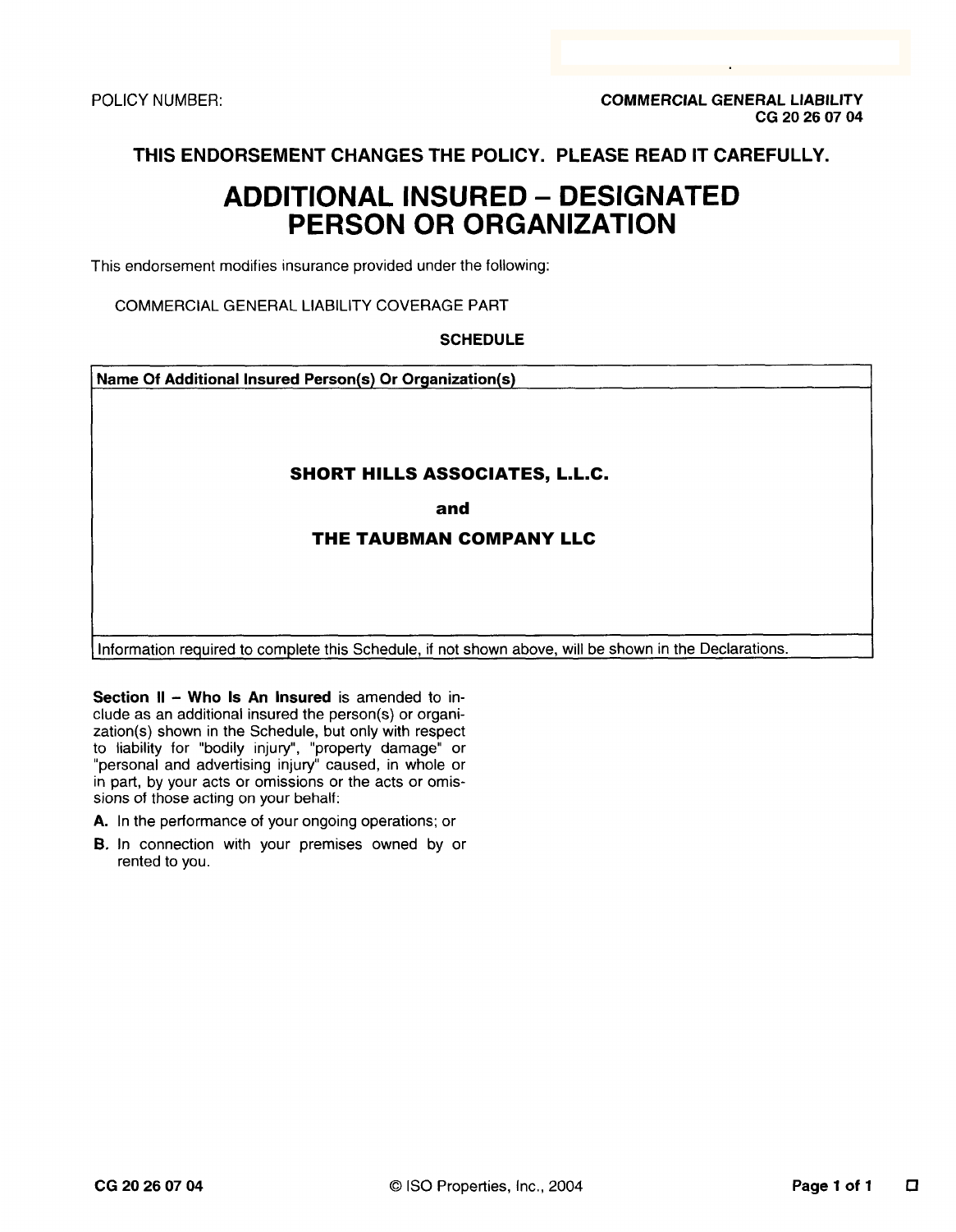POLICY NUMBER:

**COMMERCIAL GENERAL LIABILITY**
**CG 20 26 07 04**

**THIS ENDORSEMENT CHANGES THE POLICY. PLEASE READ IT CAREFULLY.**

# ADDITIONAL INSURED – DESIGNATED PERSON OR ORGANIZATION

This endorsement modifies insurance provided under the following:

COMMERCIAL GENERAL LIABILITY COVERAGE PART

**SCHEDULE**

| **Name Of Additional Insured Person(s) Or Organization(s)** |
| --- |
| **SHORT HILLS ASSOCIATES, L.L.C.**<br>**and**<br>**THE TAUBMAN COMPANY LLC** |
| Information required to complete this Schedule, if not shown above, will be shown in the Declarations. |

**Section II – Who Is An Insured** is amended to include as an additional insured the person(s) or organization(s) shown in the Schedule, but only with respect to liability for "bodily injury", "property damage" or "personal and advertising injury" caused, in whole or in part, by your acts or omissions or the acts or omissions of those acting on your behalf:

**A.** In the performance of your ongoing operations; or

**B.** In connection with your premises owned by or rented to you.

CG 20 26 07 04 © ISO Properties, Inc., 2004